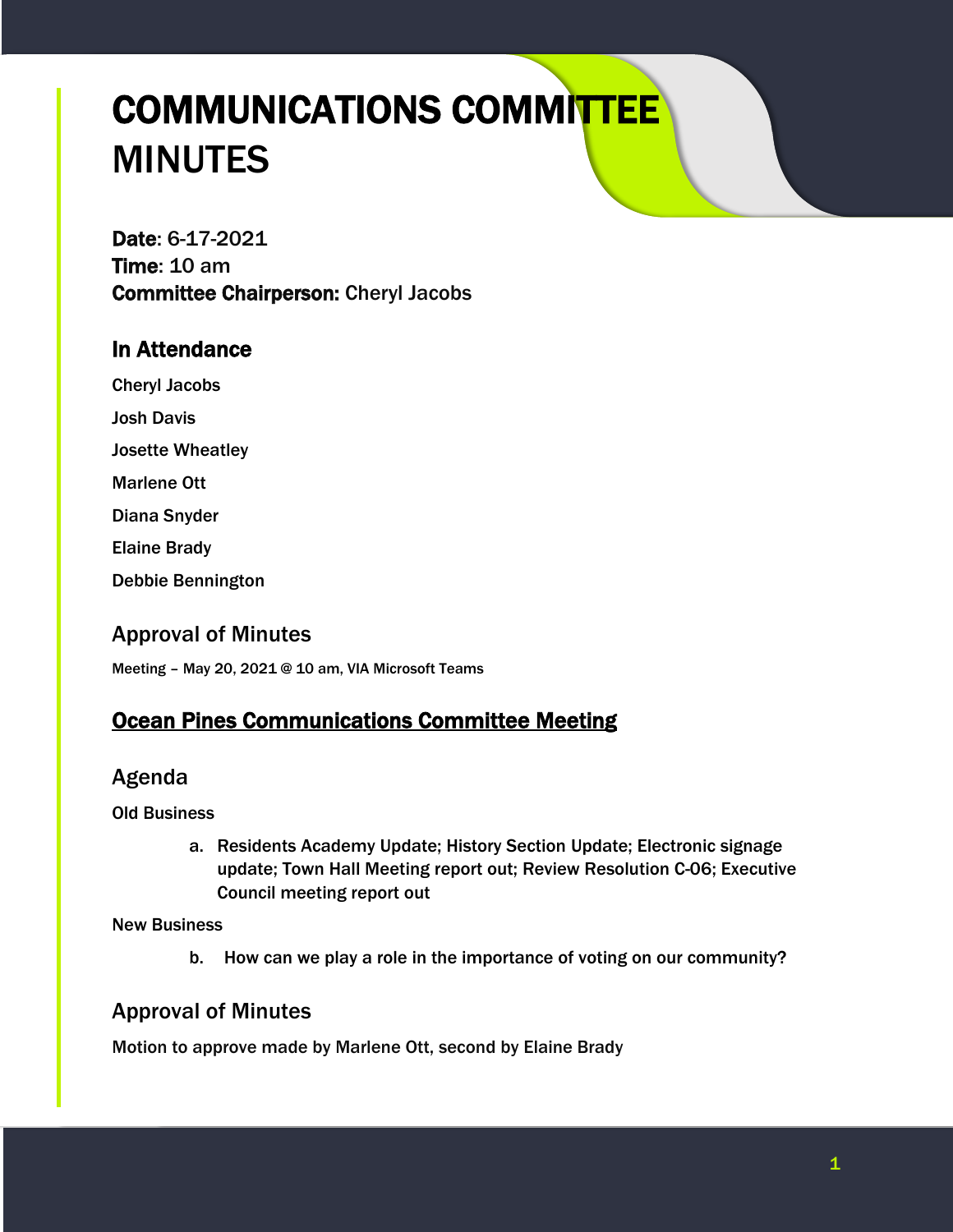# COMMUNICATIONS COMMITTEE MINUTES

**Date**: 6-17-2021
**Time**: 10 am
**Committee Chairperson:** Cheryl Jacobs

## In Attendance

Cheryl Jacobs

Josh Davis

Josette Wheatley

Marlene Ott

Diana Snyder

Elaine Brady

Debbie Bennington

## Approval of Minutes

Meeting – May 20, 2021 @ 10 am, VIA Microsoft Teams

## <u>Ocean Pines Communications Committee Meeting</u>

## Agenda

Old Business

a. Residents Academy Update; History Section Update; Electronic signage update; Town Hall Meeting report out; Review Resolution C-06; Executive Council meeting report out

New Business

b. How can we play a role in the importance of voting on our community?

## Approval of Minutes

Motion to approve made by Marlene Ott, second by Elaine Brady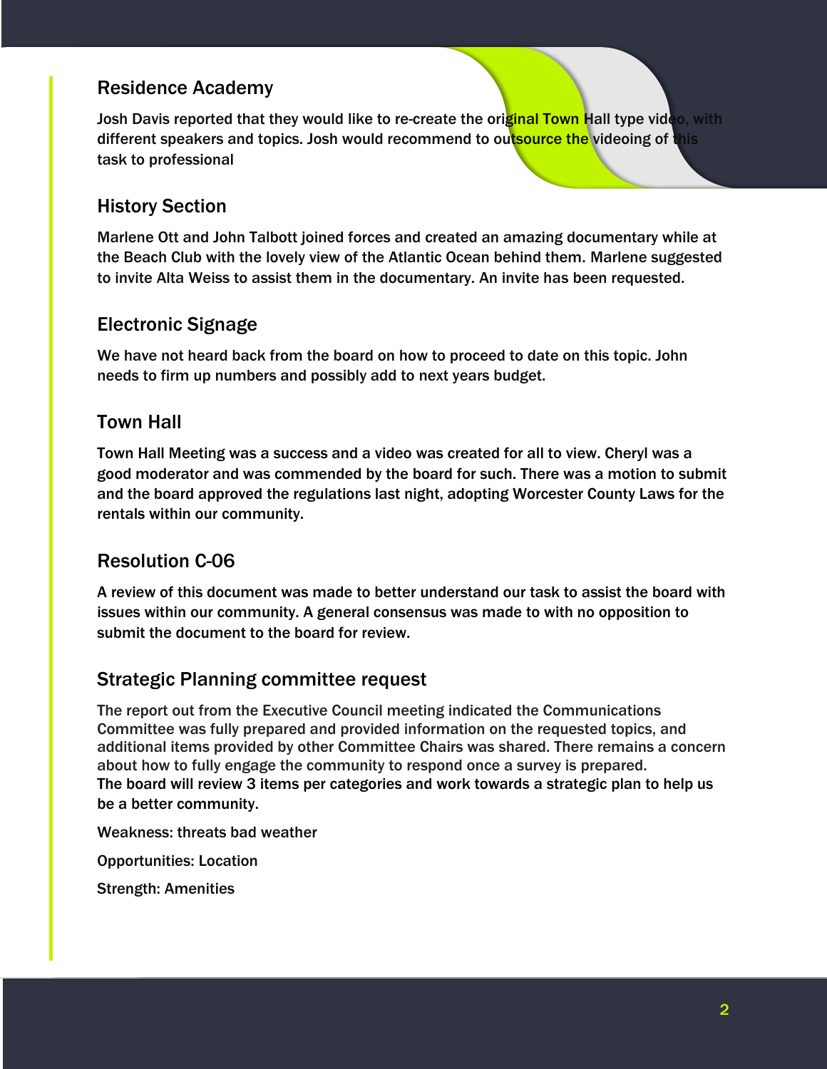## Residence Academy

Josh Davis reported that they would like to re-create the original Town Hall type video, with different speakers and topics. Josh would recommend to outsource the videoing of this task to professional

## History Section

Marlene Ott and John Talbott joined forces and created an amazing documentary while at the Beach Club with the lovely view of the Atlantic Ocean behind them. Marlene suggested to invite Alta Weiss to assist them in the documentary. An invite has been requested.

## Electronic Signage

We have not heard back from the board on how to proceed to date on this topic. John needs to firm up numbers and possibly add to next years budget.

## Town Hall

Town Hall Meeting was a success and a video was created for all to view. Cheryl was a good moderator and was commended by the board for such. There was a motion to submit and the board approved the regulations last night, adopting Worcester County Laws for the rentals within our community.

## Resolution C-06

A review of this document was made to better understand our task to assist the board with issues within our community. A general consensus was made to with no opposition to submit the document to the board for review.

## Strategic Planning committee request

The report out from the Executive Council meeting indicated the Communications Committee was fully prepared and provided information on the requested topics, and additional items provided by other Committee Chairs was shared. There remains a concern about how to fully engage the community to respond once a survey is prepared.
The board will review 3 items per categories and work towards a strategic plan to help us be a better community.

Weakness: threats bad weather

Opportunities: Location

Strength: Amenities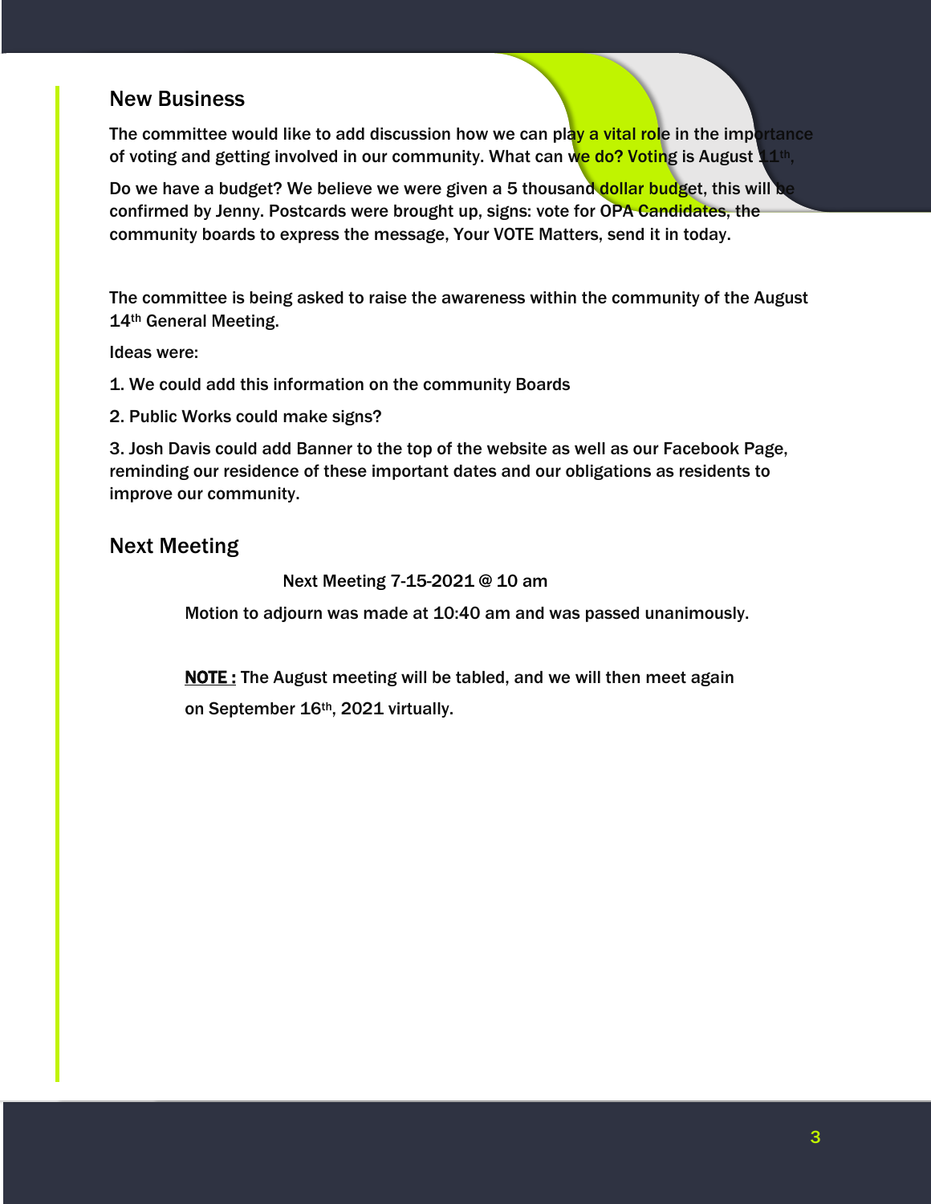## New Business

The committee would like to add discussion how we can play a vital role in the importance of voting and getting involved in our community. What can we do? Voting is August 11th,

Do we have a budget? We believe we were given a 5 thousand dollar budget, this will be confirmed by Jenny. Postcards were brought up, signs: vote for OPA Candidates, the community boards to express the message, Your VOTE Matters, send it in today.

The committee is being asked to raise the awareness within the community of the August 14th General Meeting.

Ideas were:

1. We could add this information on the community Boards
2. Public Works could make signs?
3. Josh Davis could add Banner to the top of the website as well as our Facebook Page, reminding our residence of these important dates and our obligations as residents to improve our community.

## Next Meeting

Next Meeting 7-15-2021 @ 10 am

Motion to adjourn was made at 10:40 am and was passed unanimously.

**NOTE :** The August meeting will be tabled, and we will then meet again on September 16th, 2021 virtually.